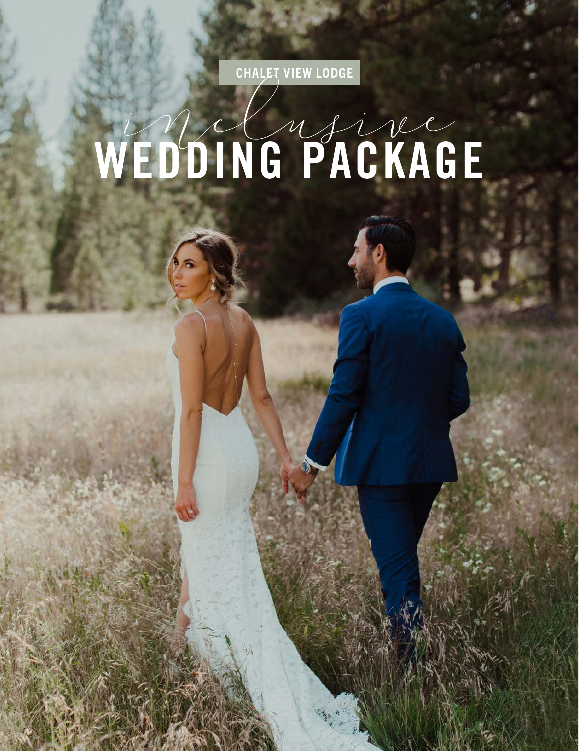CHALET VIEW LODGE

# *inclusive* WEDDING PACKAGE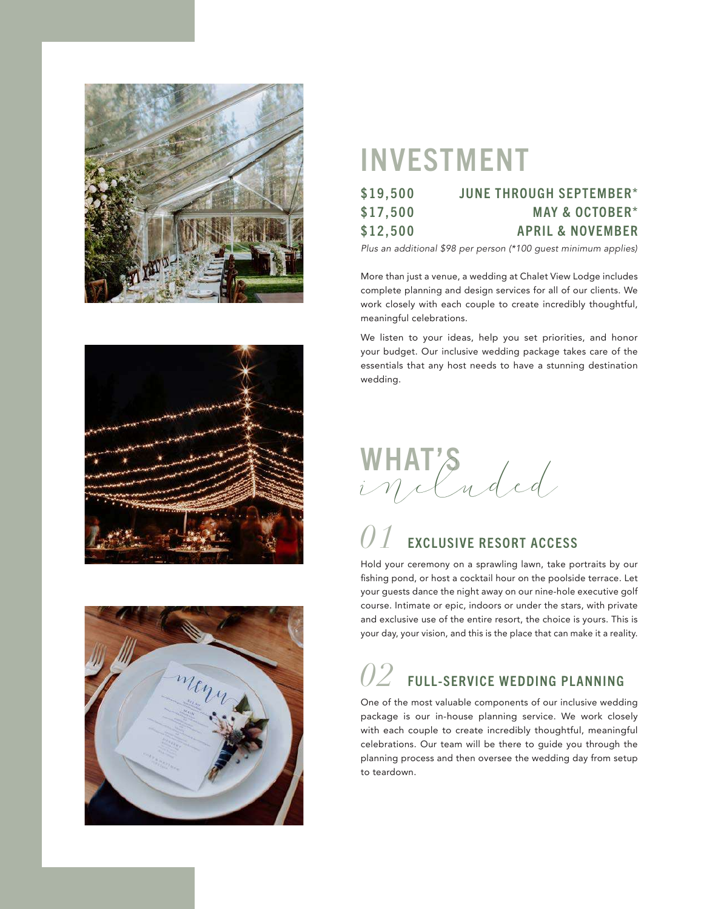# INVESTMENT

| | |
|---|---|
| **$19,500** | **JUNE THROUGH SEPTEMBER*** |
| **$17,500** | **MAY & OCTOBER*** |
| **$12,500** | **APRIL & NOVEMBER** |

*Plus an additional $98 per person (*100 guest minimum applies)*

More than just a venue, a wedding at Chalet View Lodge includes complete planning and design services for all of our clients. We work closely with each couple to create incredibly thoughtful, meaningful celebrations.

We listen to your ideas, help you set priorities, and honor your budget. Our inclusive wedding package takes care of the essentials that any host needs to have a stunning destination wedding.

# WHAT'S *included*

## *01* EXCLUSIVE RESORT ACCESS

Hold your ceremony on a sprawling lawn, take portraits by our fishing pond, or host a cocktail hour on the poolside terrace. Let your guests dance the night away on our nine-hole executive golf course. Intimate or epic, indoors or under the stars, with private and exclusive use of the entire resort, the choice is yours. This is your day, your vision, and this is the place that can make it a reality.

## *02* FULL-SERVICE WEDDING PLANNING

One of the most valuable components of our inclusive wedding package is our in-house planning service. We work closely with each couple to create incredibly thoughtful, meaningful celebrations. Our team will be there to guide you through the planning process and then oversee the wedding day from setup to teardown.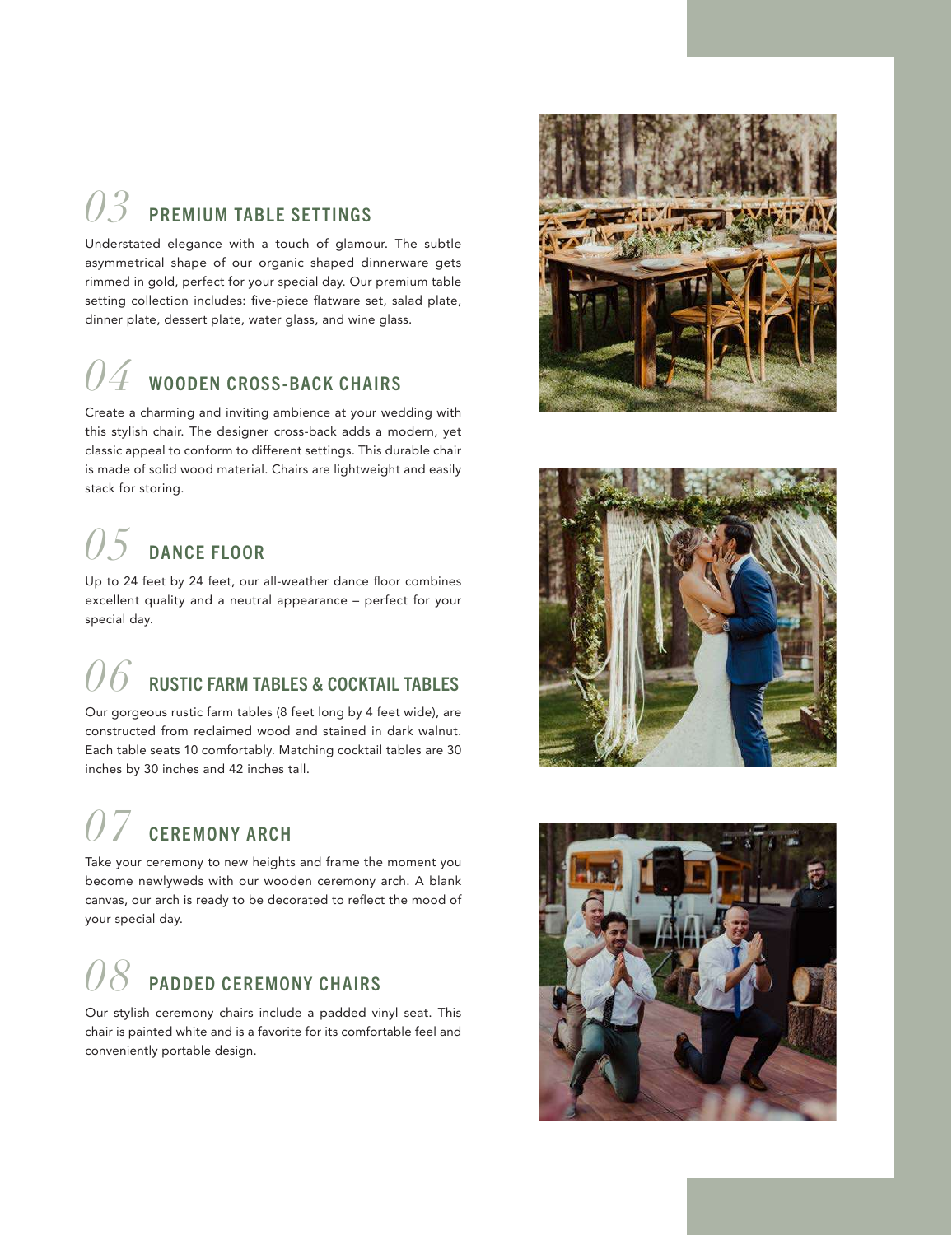## 03 PREMIUM TABLE SETTINGS

Understated elegance with a touch of glamour. The subtle asymmetrical shape of our organic shaped dinnerware gets rimmed in gold, perfect for your special day. Our premium table setting collection includes: five-piece flatware set, salad plate, dinner plate, dessert plate, water glass, and wine glass.

## 04 WOODEN CROSS-BACK CHAIRS

Create a charming and inviting ambience at your wedding with this stylish chair. The designer cross-back adds a modern, yet classic appeal to conform to different settings. This durable chair is made of solid wood material. Chairs are lightweight and easily stack for storing.

## 05 DANCE FLOOR

Up to 24 feet by 24 feet, our all-weather dance floor combines excellent quality and a neutral appearance – perfect for your special day.

## 06 RUSTIC FARM TABLES & COCKTAIL TABLES

Our gorgeous rustic farm tables (8 feet long by 4 feet wide), are constructed from reclaimed wood and stained in dark walnut. Each table seats 10 comfortably. Matching cocktail tables are 30 inches by 30 inches and 42 inches tall.

## 07 CEREMONY ARCH

Take your ceremony to new heights and frame the moment you become newlyweds with our wooden ceremony arch. A blank canvas, our arch is ready to be decorated to reflect the mood of your special day.

## 08 PADDED CEREMONY CHAIRS

Our stylish ceremony chairs include a padded vinyl seat. This chair is painted white and is a favorite for its comfortable feel and conveniently portable design.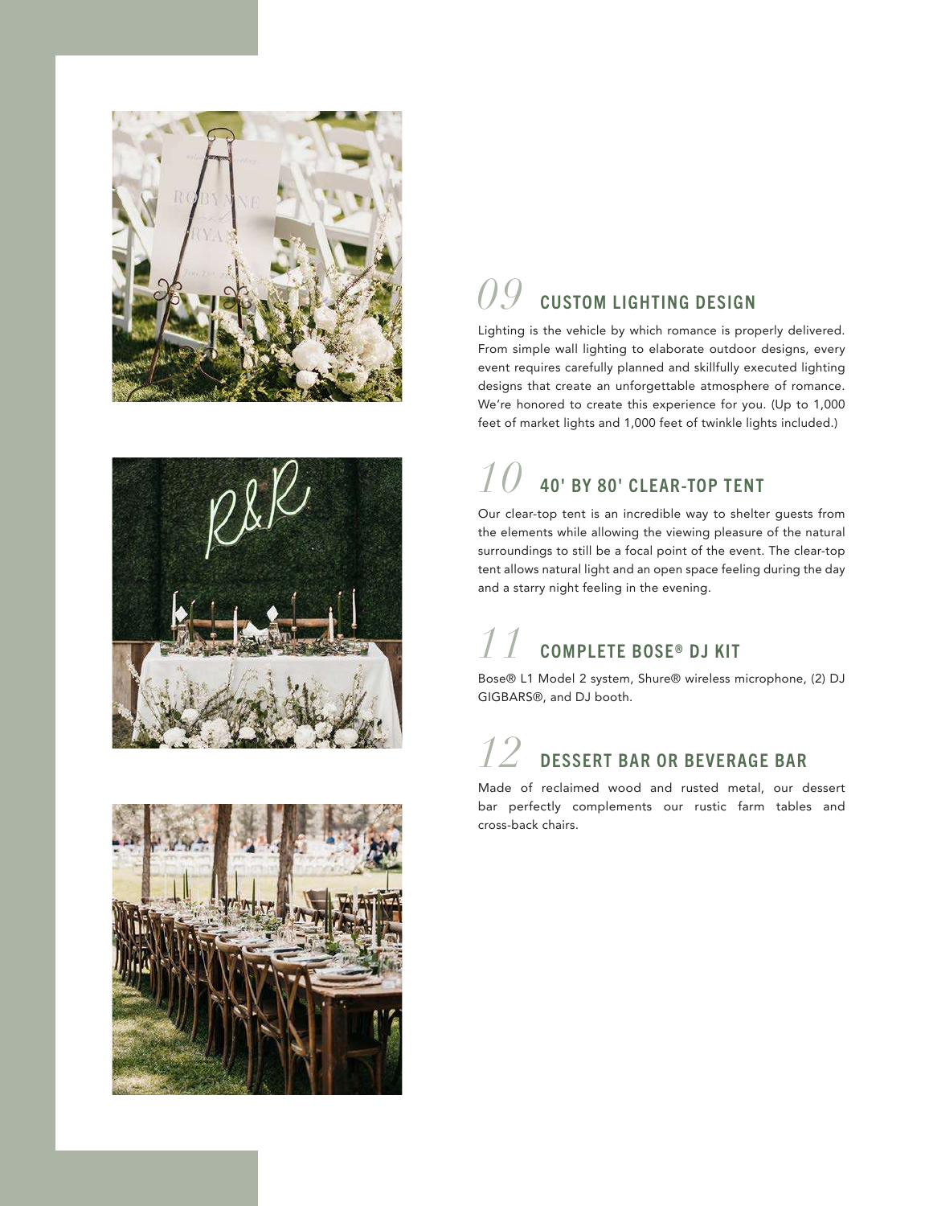## 09 CUSTOM LIGHTING DESIGN

Lighting is the vehicle by which romance is properly delivered. From simple wall lighting to elaborate outdoor designs, every event requires carefully planned and skillfully executed lighting designs that create an unforgettable atmosphere of romance. We're honored to create this experience for you. (Up to 1,000 feet of market lights and 1,000 feet of twinkle lights included.)

## 10 40' BY 80' CLEAR-TOP TENT

Our clear-top tent is an incredible way to shelter guests from the elements while allowing the viewing pleasure of the natural surroundings to still be a focal point of the event. The clear-top tent allows natural light and an open space feeling during the day and a starry night feeling in the evening.

## 11 COMPLETE BOSE® DJ KIT

Bose® L1 Model 2 system, Shure® wireless microphone, (2) DJ GIGBARS®, and DJ booth.

## 12 DESSERT BAR OR BEVERAGE BAR

Made of reclaimed wood and rusted metal, our dessert bar perfectly complements our rustic farm tables and cross-back chairs.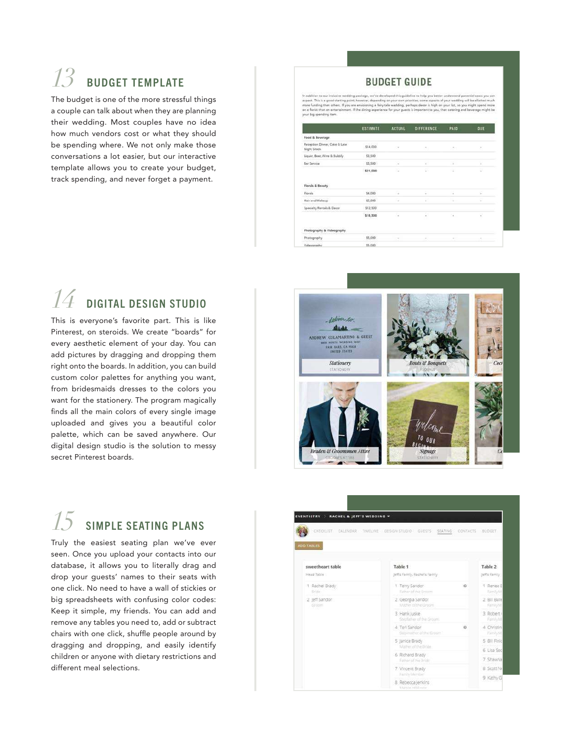## 13 BUDGET TEMPLATE

The budget is one of the more stressful things a couple can talk about when they are planning their wedding. Most couples have no idea how much vendors cost or what they should be spending where. We not only make those conversations a lot easier, but our interactive template allows you to create your budget, track spending, and never forget a payment.

## 14 DIGITAL DESIGN STUDIO

This is everyone's favorite part. This is like Pinterest, on steroids. We create "boards" for every aesthetic element of your day. You can add pictures by dragging and dropping them right onto the boards. In addition, you can build custom color palettes for anything you want, from bridesmaids dresses to the colors you want for the stationery. The program magically finds all the main colors of every single image uploaded and gives you a beautiful color palette, which can be saved anywhere. Our digital design studio is the solution to messy secret Pinterest boards.

## 15 SIMPLE SEATING PLANS

Truly the easiest seating plan we've ever seen. Once you upload your contacts into our database, it allows you to literally drag and drop your guests' names to their seats with one click. No need to have a wall of stickies or big spreadsheets with confusing color codes: Keep it simple, my friends. You can add and remove any tables you need to, add or subtract chairs with one click, shuffle people around by dragging and dropping, and easily identify children or anyone with dietary restrictions and different meal selections.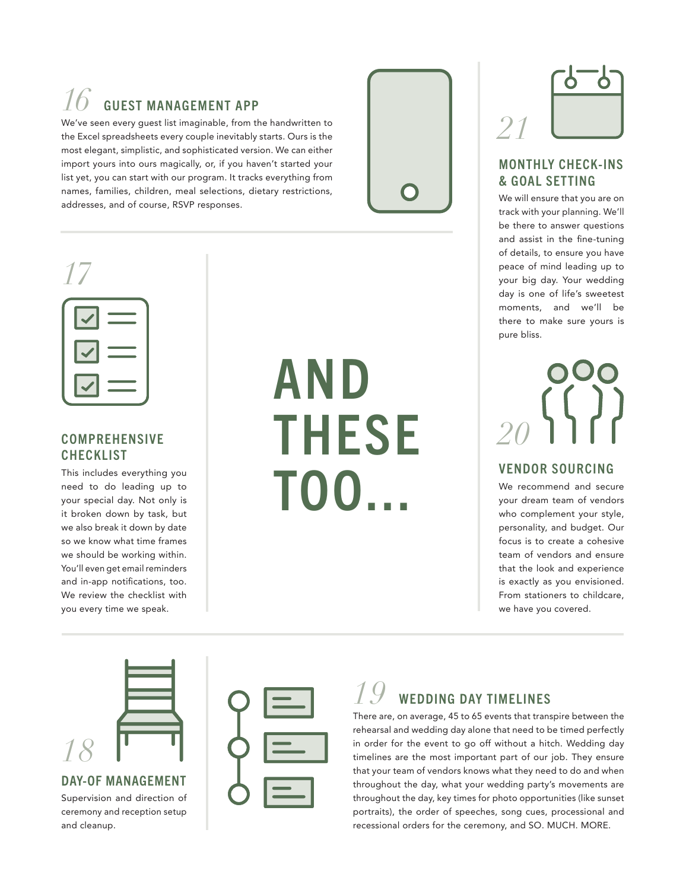## 16 GUEST MANAGEMENT APP

We've seen every guest list imaginable, from the handwritten to the Excel spreadsheets every couple inevitably starts. Ours is the most elegant, simplistic, and sophisticated version. We can either import yours into ours magically, or, if you haven't started your list yet, you can start with our program. It tracks everything from names, families, children, meal selections, dietary restrictions, addresses, and of course, RSVP responses.

## 17 COMPREHENSIVE CHECKLIST

This includes everything you need to do leading up to your special day. Not only is it broken down by task, but we also break it down by date so we know what time frames we should be working within. You'll even get email reminders and in-app notifications, too. We review the checklist with you every time we speak.

# AND THESE TOO...

## 21 MONTHLY CHECK-INS & GOAL SETTING

We will ensure that you are on track with your planning. We'll be there to answer questions and assist in the fine-tuning of details, to ensure you have peace of mind leading up to your big day. Your wedding day is one of life's sweetest moments, and we'll be there to make sure yours is pure bliss.

## 20 VENDOR SOURCING

We recommend and secure your dream team of vendors who complement your style, personality, and budget. Our focus is to create a cohesive team of vendors and ensure that the look and experience is exactly as you envisioned. From stationers to childcare, we have you covered.

## 18 DAY-OF MANAGEMENT

Supervision and direction of ceremony and reception setup and cleanup.

## 19 WEDDING DAY TIMELINES

There are, on average, 45 to 65 events that transpire between the rehearsal and wedding day alone that need to be timed perfectly in order for the event to go off without a hitch. Wedding day timelines are the most important part of our job. They ensure that your team of vendors knows what they need to do and when throughout the day, what your wedding party's movements are throughout the day, key times for photo opportunities (like sunset portraits), the order of speeches, song cues, processional and recessional orders for the ceremony, and SO. MUCH. MORE.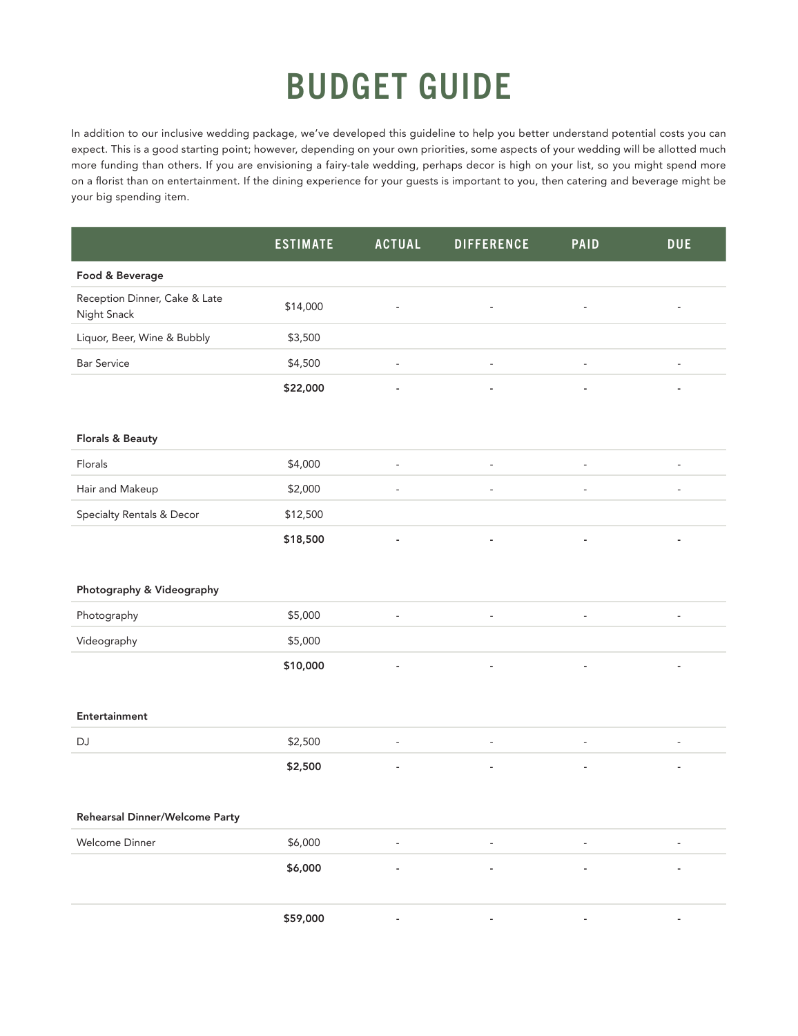# BUDGET GUIDE

In addition to our inclusive wedding package, we've developed this guideline to help you better understand potential costs you can expect. This is a good starting point; however, depending on your own priorities, some aspects of your wedding will be allotted much more funding than others. If you are envisioning a fairy-tale wedding, perhaps decor is high on your list, so you might spend more on a florist than on entertainment. If the dining experience for your guests is important to you, then catering and beverage might be your big spending item.

| | ESTIMATE | ACTUAL | DIFFERENCE | PAID | DUE |
|---|---|---|---|---|---|
| **Food & Beverage** | | | | | |
| Reception Dinner, Cake & Late Night Snack | $14,000 | - | - | - | - |
| Liquor, Beer, Wine & Bubbly | $3,500 | | | | |
| Bar Service | $4,500 | - | - | - | - |
| | **$22,000** | **-** | **-** | **-** | **-** |
| **Florals & Beauty** | | | | | |
| Florals | $4,000 | - | - | - | - |
| Hair and Makeup | $2,000 | - | - | - | - |
| Specialty Rentals & Decor | $12,500 | | | | |
| | **$18,500** | **-** | **-** | **-** | **-** |
| **Photography & Videography** | | | | | |
| Photography | $5,000 | - | - | - | - |
| Videography | $5,000 | | | | |
| | **$10,000** | **-** | **-** | **-** | **-** |
| **Entertainment** | | | | | |
| DJ | $2,500 | - | - | - | - |
| | **$2,500** | **-** | **-** | **-** | **-** |
| **Rehearsal Dinner/Welcome Party** | | | | | |
| Welcome Dinner | $6,000 | - | - | - | - |
| | **$6,000** | **-** | **-** | **-** | **-** |
| | **$59,000** | **-** | **-** | **-** | **-** |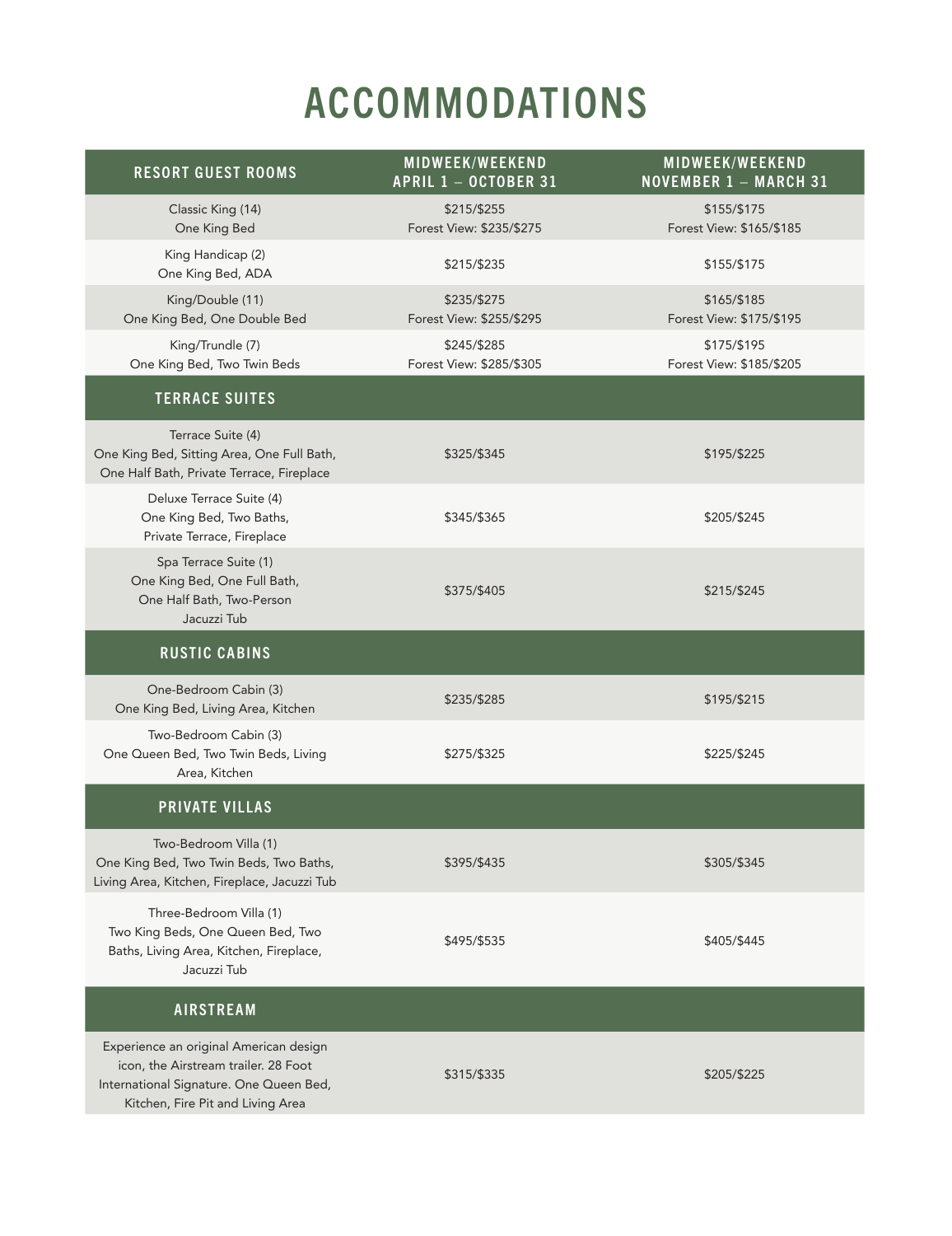# ACCOMMODATIONS

| RESORT GUEST ROOMS | MIDWEEK/WEEKEND APRIL 1 – OCTOBER 31 | MIDWEEK/WEEKEND NOVEMBER 1 – MARCH 31 |
|---|---|---|
| Classic King (14)<br>One King Bed | $215/$255<br>Forest View: $235/$275 | $155/$175<br>Forest View: $165/$185 |
| King Handicap (2)<br>One King Bed, ADA | $215/$235 | $155/$175 |
| King/Double (11)<br>One King Bed, One Double Bed | $235/$275<br>Forest View: $255/$295 | $165/$185<br>Forest View: $175/$195 |
| King/Trundle (7)<br>One King Bed, Two Twin Beds | $245/$285<br>Forest View: $285/$305 | $175/$195<br>Forest View: $185/$205 |
| **TERRACE SUITES** | | |
| Terrace Suite (4)<br>One King Bed, Sitting Area, One Full Bath, One Half Bath, Private Terrace, Fireplace | $325/$345 | $195/$225 |
| Deluxe Terrace Suite (4)<br>One King Bed, Two Baths, Private Terrace, Fireplace | $345/$365 | $205/$245 |
| Spa Terrace Suite (1)<br>One King Bed, One Full Bath, One Half Bath, Two-Person Jacuzzi Tub | $375/$405 | $215/$245 |
| **RUSTIC CABINS** | | |
| One-Bedroom Cabin (3)<br>One King Bed, Living Area, Kitchen | $235/$285 | $195/$215 |
| Two-Bedroom Cabin (3)<br>One Queen Bed, Two Twin Beds, Living Area, Kitchen | $275/$325 | $225/$245 |
| **PRIVATE VILLAS** | | |
| Two-Bedroom Villa (1)<br>One King Bed, Two Twin Beds, Two Baths, Living Area, Kitchen, Fireplace, Jacuzzi Tub | $395/$435 | $305/$345 |
| Three-Bedroom Villa (1)<br>Two King Beds, One Queen Bed, Two Baths, Living Area, Kitchen, Fireplace, Jacuzzi Tub | $495/$535 | $405/$445 |
| **AIRSTREAM** | | |
| Experience an original American design icon, the Airstream trailer. 28 Foot International Signature. One Queen Bed, Kitchen, Fire Pit and Living Area | $315/$335 | $205/$225 |